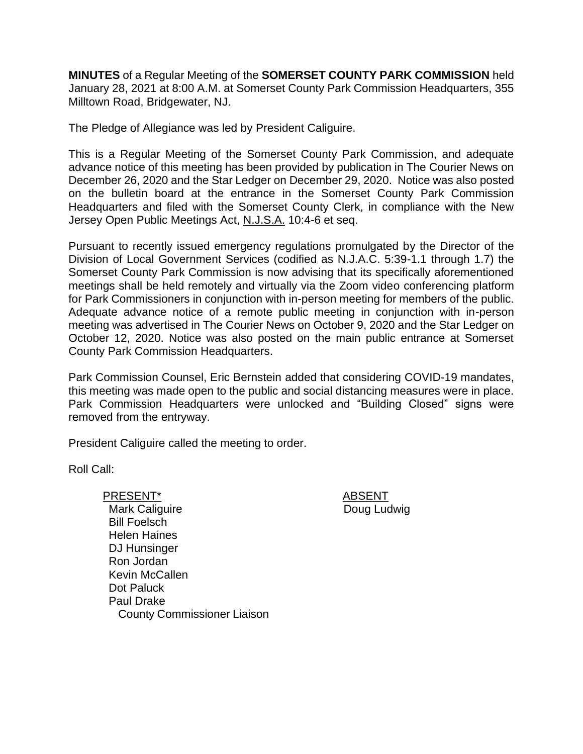**MINUTES** of a Regular Meeting of the **SOMERSET COUNTY PARK COMMISSION** held January 28, 2021 at 8:00 A.M. at Somerset County Park Commission Headquarters, 355 Milltown Road, Bridgewater, NJ.

The Pledge of Allegiance was led by President Caliguire.

This is a Regular Meeting of the Somerset County Park Commission, and adequate advance notice of this meeting has been provided by publication in The Courier News on December 26, 2020 and the Star Ledger on December 29, 2020. Notice was also posted on the bulletin board at the entrance in the Somerset County Park Commission Headquarters and filed with the Somerset County Clerk, in compliance with the New Jersey Open Public Meetings Act, N.J.S.A. 10:4-6 et seq.

Pursuant to recently issued emergency regulations promulgated by the Director of the Division of Local Government Services (codified as N.J.A.C. 5:39-1.1 through 1.7) the Somerset County Park Commission is now advising that its specifically aforementioned meetings shall be held remotely and virtually via the Zoom video conferencing platform for Park Commissioners in conjunction with in-person meeting for members of the public. Adequate advance notice of a remote public meeting in conjunction with in-person meeting was advertised in The Courier News on October 9, 2020 and the Star Ledger on October 12, 2020. Notice was also posted on the main public entrance at Somerset County Park Commission Headquarters.

Park Commission Counsel, Eric Bernstein added that considering COVID-19 mandates, this meeting was made open to the public and social distancing measures were in place. Park Commission Headquarters were unlocked and "Building Closed" signs were removed from the entryway.

President Caliguire called the meeting to order.

Roll Call:

| PRESENT* | ABSENT |
|---|---|
| Mark Caliguire | Doug Ludwig |
| Bill Foelsch | |
| Helen Haines | |
| DJ Hunsinger | |
| Ron Jordan | |
| Kevin McCallen | |
| Dot Paluck | |
| Paul Drake<br>County Commissioner Liaison | |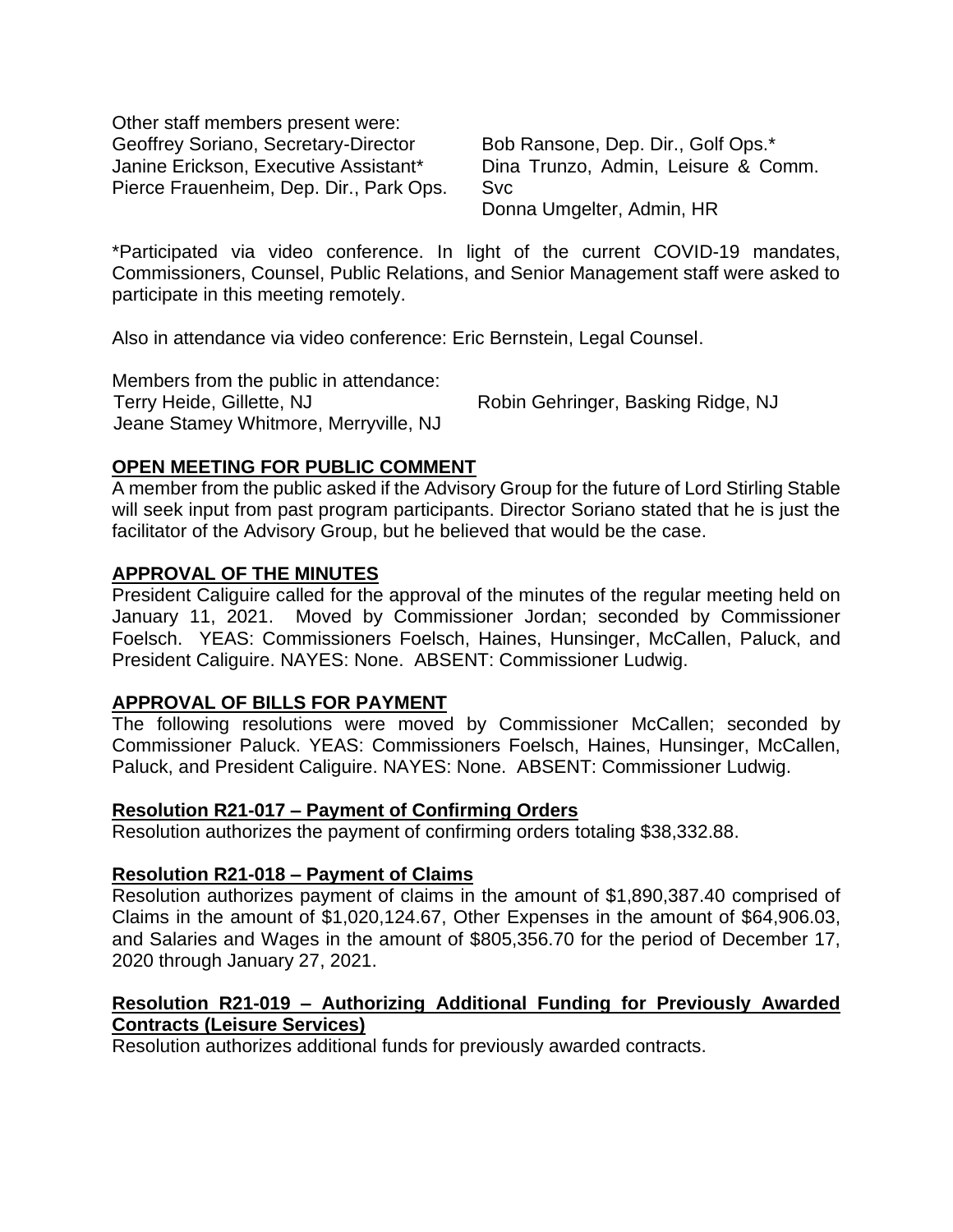Other staff members present were:

Geoffrey Soriano, Secretary-Director
Janine Erickson, Executive Assistant*
Pierce Frauenheim, Dep. Dir., Park Ops.
Bob Ransone, Dep. Dir., Golf Ops.*
Dina Trunzo, Admin, Leisure & Comm. Svc
Donna Umgelter, Admin, HR

*Participated via video conference. In light of the current COVID-19 mandates, Commissioners, Counsel, Public Relations, and Senior Management staff were asked to participate in this meeting remotely.

Also in attendance via video conference: Eric Bernstein, Legal Counsel.

Members from the public in attendance:

Terry Heide, Gillette, NJ
Jeane Stamey Whitmore, Merryville, NJ
Robin Gehringer, Basking Ridge, NJ

## OPEN MEETING FOR PUBLIC COMMENT

A member from the public asked if the Advisory Group for the future of Lord Stirling Stable will seek input from past program participants. Director Soriano stated that he is just the facilitator of the Advisory Group, but he believed that would be the case.

## APPROVAL OF THE MINUTES

President Caliguire called for the approval of the minutes of the regular meeting held on January 11, 2021. Moved by Commissioner Jordan; seconded by Commissioner Foelsch. YEAS: Commissioners Foelsch, Haines, Hunsinger, McCallen, Paluck, and President Caliguire. NAYES: None. ABSENT: Commissioner Ludwig.

## APPROVAL OF BILLS FOR PAYMENT

The following resolutions were moved by Commissioner McCallen; seconded by Commissioner Paluck. YEAS: Commissioners Foelsch, Haines, Hunsinger, McCallen, Paluck, and President Caliguire. NAYES: None. ABSENT: Commissioner Ludwig.

### Resolution R21-017 – Payment of Confirming Orders

Resolution authorizes the payment of confirming orders totaling $38,332.88.

### Resolution R21-018 – Payment of Claims

Resolution authorizes payment of claims in the amount of $1,890,387.40 comprised of Claims in the amount of $1,020,124.67, Other Expenses in the amount of $64,906.03, and Salaries and Wages in the amount of $805,356.70 for the period of December 17, 2020 through January 27, 2021.

### Resolution R21-019 – Authorizing Additional Funding for Previously Awarded Contracts (Leisure Services)

Resolution authorizes additional funds for previously awarded contracts.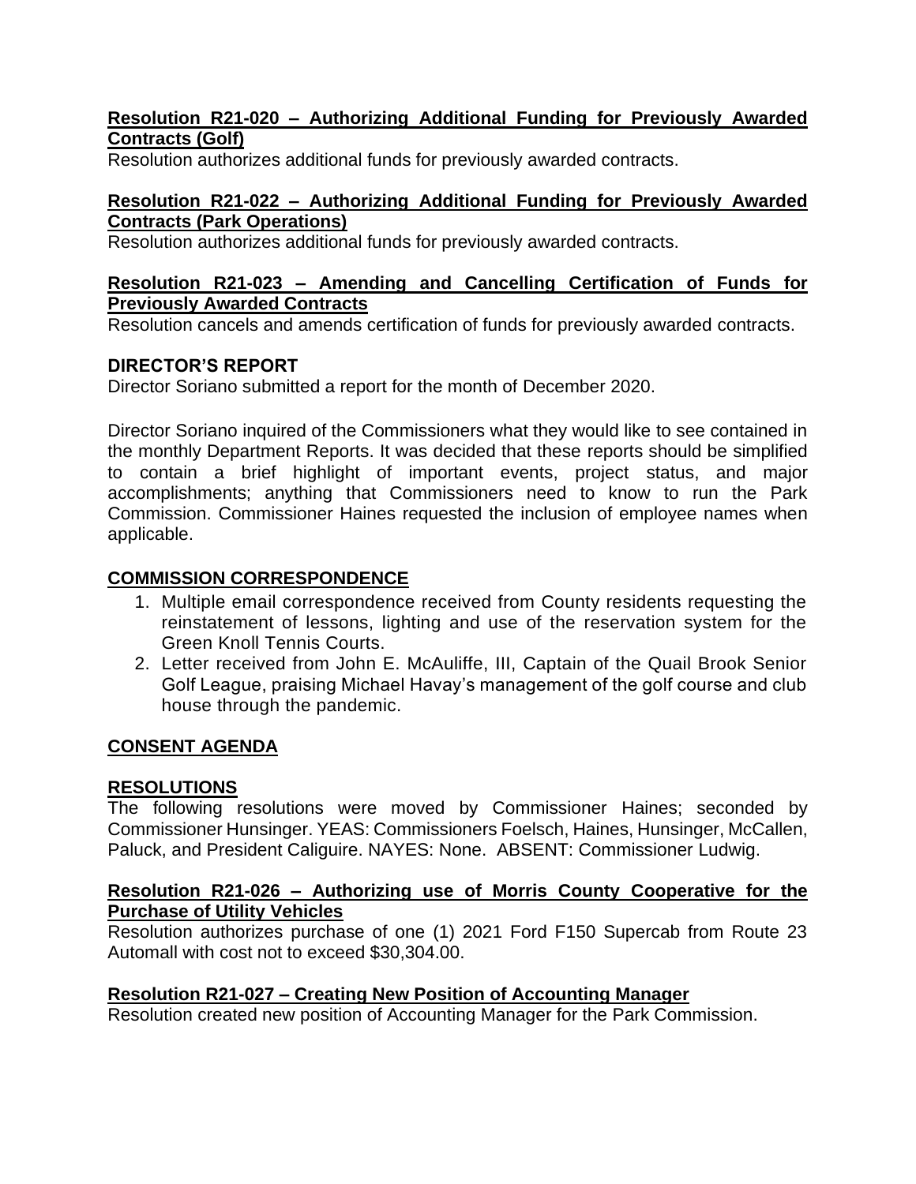**Resolution R21-020 – Authorizing Additional Funding for Previously Awarded Contracts (Golf)**

Resolution authorizes additional funds for previously awarded contracts.

**Resolution R21-022 – Authorizing Additional Funding for Previously Awarded Contracts (Park Operations)**

Resolution authorizes additional funds for previously awarded contracts.

**Resolution R21-023 – Amending and Cancelling Certification of Funds for Previously Awarded Contracts**

Resolution cancels and amends certification of funds for previously awarded contracts.

## DIRECTOR'S REPORT

Director Soriano submitted a report for the month of December 2020.

Director Soriano inquired of the Commissioners what they would like to see contained in the monthly Department Reports. It was decided that these reports should be simplified to contain a brief highlight of important events, project status, and major accomplishments; anything that Commissioners need to know to run the Park Commission. Commissioner Haines requested the inclusion of employee names when applicable.

## COMMISSION CORRESPONDENCE

1. Multiple email correspondence received from County residents requesting the reinstatement of lessons, lighting and use of the reservation system for the Green Knoll Tennis Courts.
2. Letter received from John E. McAuliffe, III, Captain of the Quail Brook Senior Golf League, praising Michael Havay's management of the golf course and club house through the pandemic.

## CONSENT AGENDA

## RESOLUTIONS

The following resolutions were moved by Commissioner Haines; seconded by Commissioner Hunsinger. YEAS: Commissioners Foelsch, Haines, Hunsinger, McCallen, Paluck, and President Caliguire. NAYES: None. ABSENT: Commissioner Ludwig.

**Resolution R21-026 – Authorizing use of Morris County Cooperative for the Purchase of Utility Vehicles**

Resolution authorizes purchase of one (1) 2021 Ford F150 Supercab from Route 23 Automall with cost not to exceed $30,304.00.

**Resolution R21-027 – Creating New Position of Accounting Manager**

Resolution created new position of Accounting Manager for the Park Commission.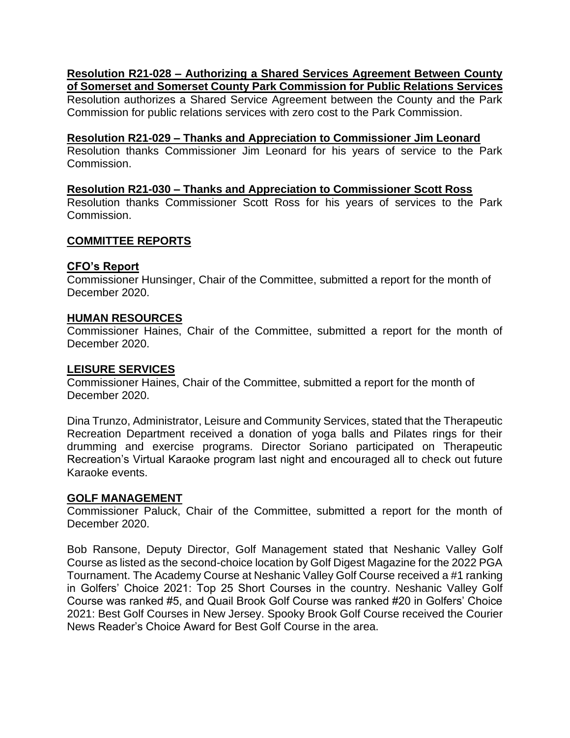**Resolution R21-028 – Authorizing a Shared Services Agreement Between County of Somerset and Somerset County Park Commission for Public Relations Services**
Resolution authorizes a Shared Service Agreement between the County and the Park Commission for public relations services with zero cost to the Park Commission.

**Resolution R21-029 – Thanks and Appreciation to Commissioner Jim Leonard**
Resolution thanks Commissioner Jim Leonard for his years of service to the Park Commission.

**Resolution R21-030 – Thanks and Appreciation to Commissioner Scott Ross**
Resolution thanks Commissioner Scott Ross for his years of services to the Park Commission.

## COMMITTEE REPORTS

### CFO's Report
Commissioner Hunsinger, Chair of the Committee, submitted a report for the month of December 2020.

### HUMAN RESOURCES
Commissioner Haines, Chair of the Committee, submitted a report for the month of December 2020.

### LEISURE SERVICES
Commissioner Haines, Chair of the Committee, submitted a report for the month of December 2020.

Dina Trunzo, Administrator, Leisure and Community Services, stated that the Therapeutic Recreation Department received a donation of yoga balls and Pilates rings for their drumming and exercise programs. Director Soriano participated on Therapeutic Recreation's Virtual Karaoke program last night and encouraged all to check out future Karaoke events.

### GOLF MANAGEMENT
Commissioner Paluck, Chair of the Committee, submitted a report for the month of December 2020.

Bob Ransone, Deputy Director, Golf Management stated that Neshanic Valley Golf Course as listed as the second-choice location by Golf Digest Magazine for the 2022 PGA Tournament. The Academy Course at Neshanic Valley Golf Course received a #1 ranking in Golfers' Choice 2021: Top 25 Short Courses in the country. Neshanic Valley Golf Course was ranked #5, and Quail Brook Golf Course was ranked #20 in Golfers' Choice 2021: Best Golf Courses in New Jersey. Spooky Brook Golf Course received the Courier News Reader's Choice Award for Best Golf Course in the area.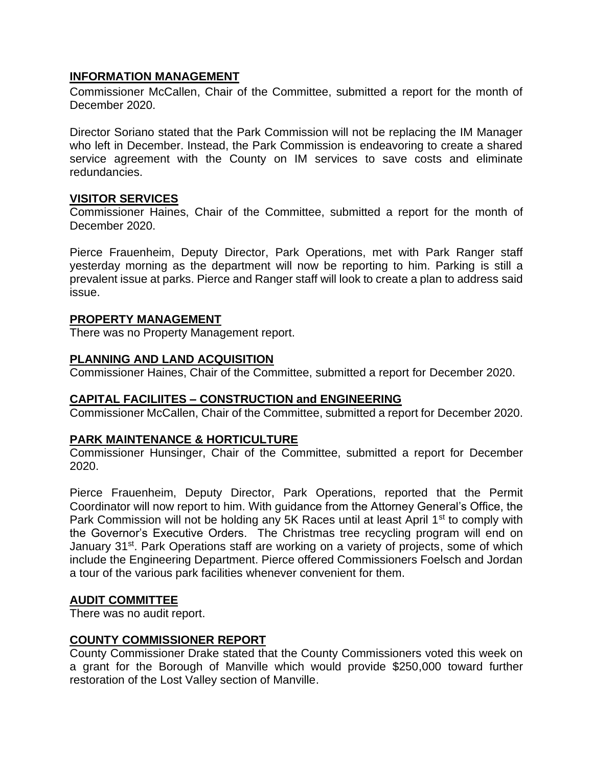## INFORMATION MANAGEMENT

Commissioner McCallen, Chair of the Committee, submitted a report for the month of December 2020.

Director Soriano stated that the Park Commission will not be replacing the IM Manager who left in December. Instead, the Park Commission is endeavoring to create a shared service agreement with the County on IM services to save costs and eliminate redundancies.

## VISITOR SERVICES

Commissioner Haines, Chair of the Committee, submitted a report for the month of December 2020.

Pierce Frauenheim, Deputy Director, Park Operations, met with Park Ranger staff yesterday morning as the department will now be reporting to him. Parking is still a prevalent issue at parks. Pierce and Ranger staff will look to create a plan to address said issue.

## PROPERTY MANAGEMENT

There was no Property Management report.

## PLANNING AND LAND ACQUISITION

Commissioner Haines, Chair of the Committee, submitted a report for December 2020.

## CAPITAL FACILIITES – CONSTRUCTION and ENGINEERING

Commissioner McCallen, Chair of the Committee, submitted a report for December 2020.

## PARK MAINTENANCE & HORTICULTURE

Commissioner Hunsinger, Chair of the Committee, submitted a report for December 2020.

Pierce Frauenheim, Deputy Director, Park Operations, reported that the Permit Coordinator will now report to him. With guidance from the Attorney General's Office, the Park Commission will not be holding any 5K Races until at least April 1st to comply with the Governor's Executive Orders. The Christmas tree recycling program will end on January 31st. Park Operations staff are working on a variety of projects, some of which include the Engineering Department. Pierce offered Commissioners Foelsch and Jordan a tour of the various park facilities whenever convenient for them.

## AUDIT COMMITTEE

There was no audit report.

## COUNTY COMMISSIONER REPORT

County Commissioner Drake stated that the County Commissioners voted this week on a grant for the Borough of Manville which would provide $250,000 toward further restoration of the Lost Valley section of Manville.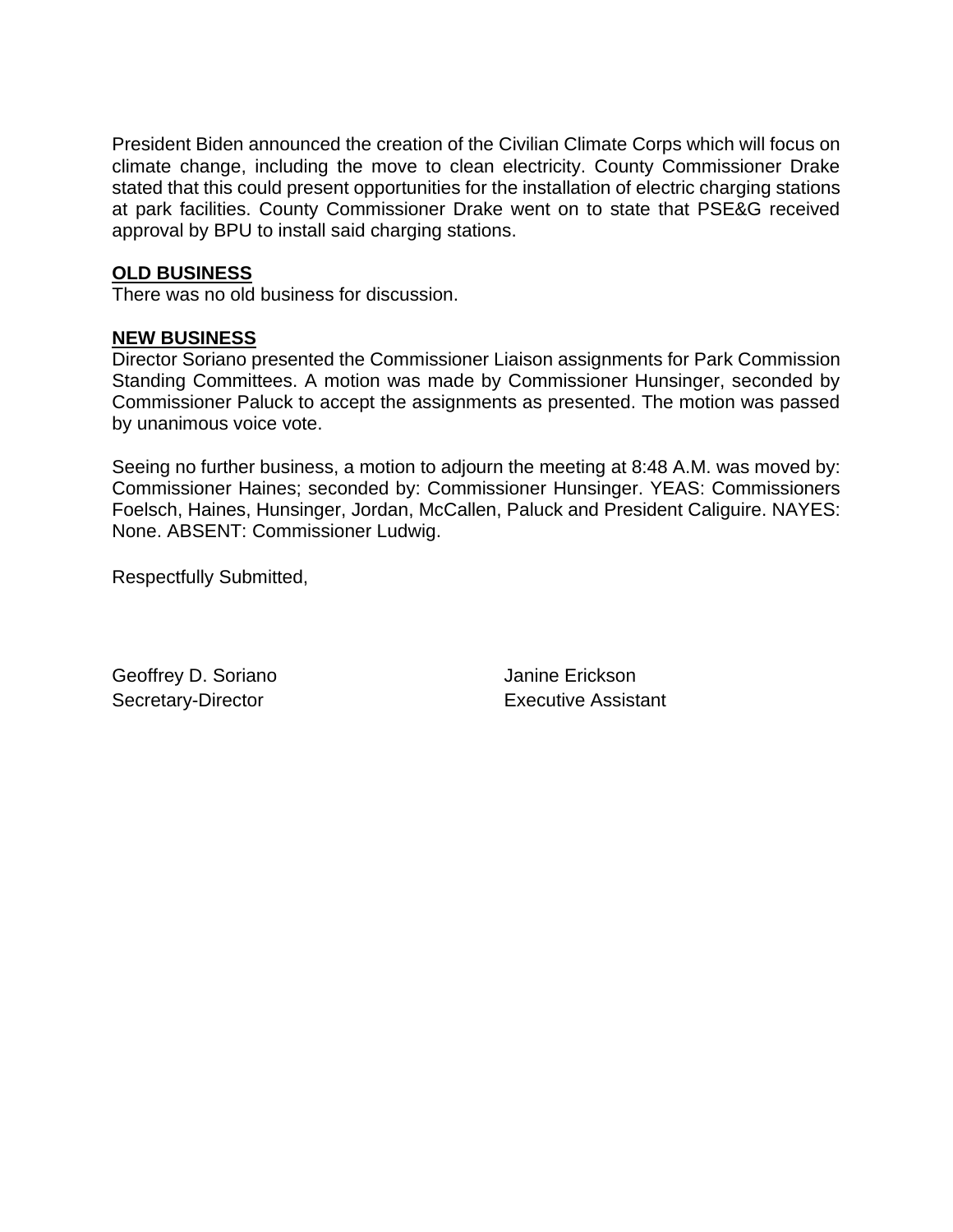President Biden announced the creation of the Civilian Climate Corps which will focus on climate change, including the move to clean electricity. County Commissioner Drake stated that this could present opportunities for the installation of electric charging stations at park facilities. County Commissioner Drake went on to state that PSE&G received approval by BPU to install said charging stations.

**OLD BUSINESS**
There was no old business for discussion.

**NEW BUSINESS**
Director Soriano presented the Commissioner Liaison assignments for Park Commission Standing Committees. A motion was made by Commissioner Hunsinger, seconded by Commissioner Paluck to accept the assignments as presented. The motion was passed by unanimous voice vote.

Seeing no further business, a motion to adjourn the meeting at 8:48 A.M. was moved by: Commissioner Haines; seconded by: Commissioner Hunsinger. YEAS: Commissioners Foelsch, Haines, Hunsinger, Jordan, McCallen, Paluck and President Caliguire. NAYES: None. ABSENT: Commissioner Ludwig.

Respectfully Submitted,

Geoffrey D. Soriano
Secretary-Director

Janine Erickson
Executive Assistant